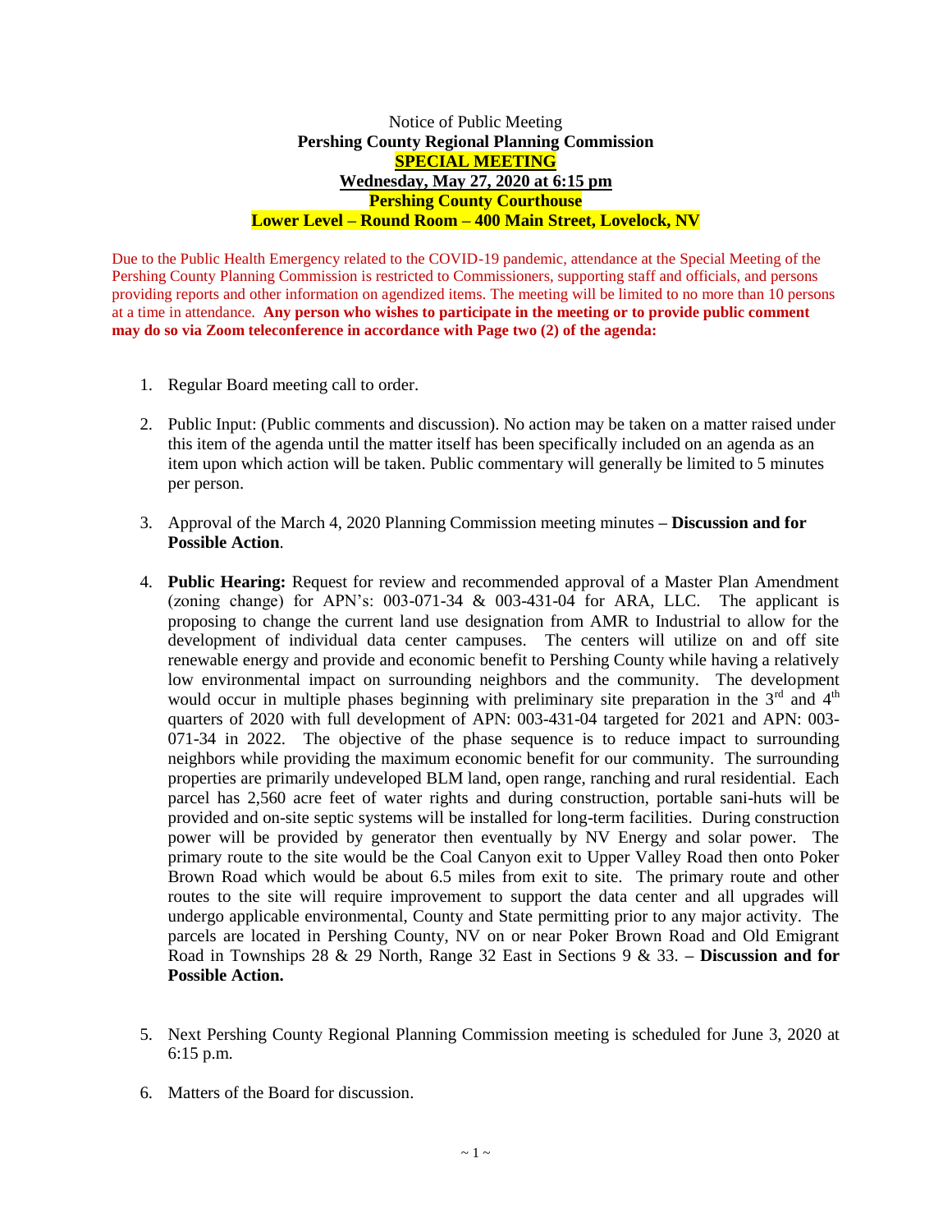Notice of Public Meeting

**Pershing County Regional Planning Commission**

**SPECIAL MEETING**

**Wednesday, May 27, 2020 at 6:15 pm**

**Pershing County Courthouse**

**Lower Level – Round Room – 400 Main Street, Lovelock, NV**

Due to the Public Health Emergency related to the COVID-19 pandemic, attendance at the Special Meeting of the Pershing County Planning Commission is restricted to Commissioners, supporting staff and officials, and persons providing reports and other information on agendized items. The meeting will be limited to no more than 10 persons at a time in attendance. **Any person who wishes to participate in the meeting or to provide public comment may do so via Zoom teleconference in accordance with Page two (2) of the agenda:**

1. Regular Board meeting call to order.

2. Public Input: (Public comments and discussion). No action may be taken on a matter raised under this item of the agenda until the matter itself has been specifically included on an agenda as an item upon which action will be taken. Public commentary will generally be limited to 5 minutes per person.

3. Approval of the March 4, 2020 Planning Commission meeting minutes **– Discussion and for Possible Action**.

4. **Public Hearing:** Request for review and recommended approval of a Master Plan Amendment (zoning change) for APN's: 003-071-34 & 003-431-04 for ARA, LLC. The applicant is proposing to change the current land use designation from AMR to Industrial to allow for the development of individual data center campuses. The centers will utilize on and off site renewable energy and provide and economic benefit to Pershing County while having a relatively low environmental impact on surrounding neighbors and the community. The development would occur in multiple phases beginning with preliminary site preparation in the 3rd and 4th quarters of 2020 with full development of APN: 003-431-04 targeted for 2021 and APN: 003-071-34 in 2022. The objective of the phase sequence is to reduce impact to surrounding neighbors while providing the maximum economic benefit for our community. The surrounding properties are primarily undeveloped BLM land, open range, ranching and rural residential. Each parcel has 2,560 acre feet of water rights and during construction, portable sani-huts will be provided and on-site septic systems will be installed for long-term facilities. During construction power will be provided by generator then eventually by NV Energy and solar power. The primary route to the site would be the Coal Canyon exit to Upper Valley Road then onto Poker Brown Road which would be about 6.5 miles from exit to site. The primary route and other routes to the site will require improvement to support the data center and all upgrades will undergo applicable environmental, County and State permitting prior to any major activity. The parcels are located in Pershing County, NV on or near Poker Brown Road and Old Emigrant Road in Townships 28 & 29 North, Range 32 East in Sections 9 & 33. **– Discussion and for Possible Action.**

5. Next Pershing County Regional Planning Commission meeting is scheduled for June 3, 2020 at 6:15 p.m.

6. Matters of the Board for discussion.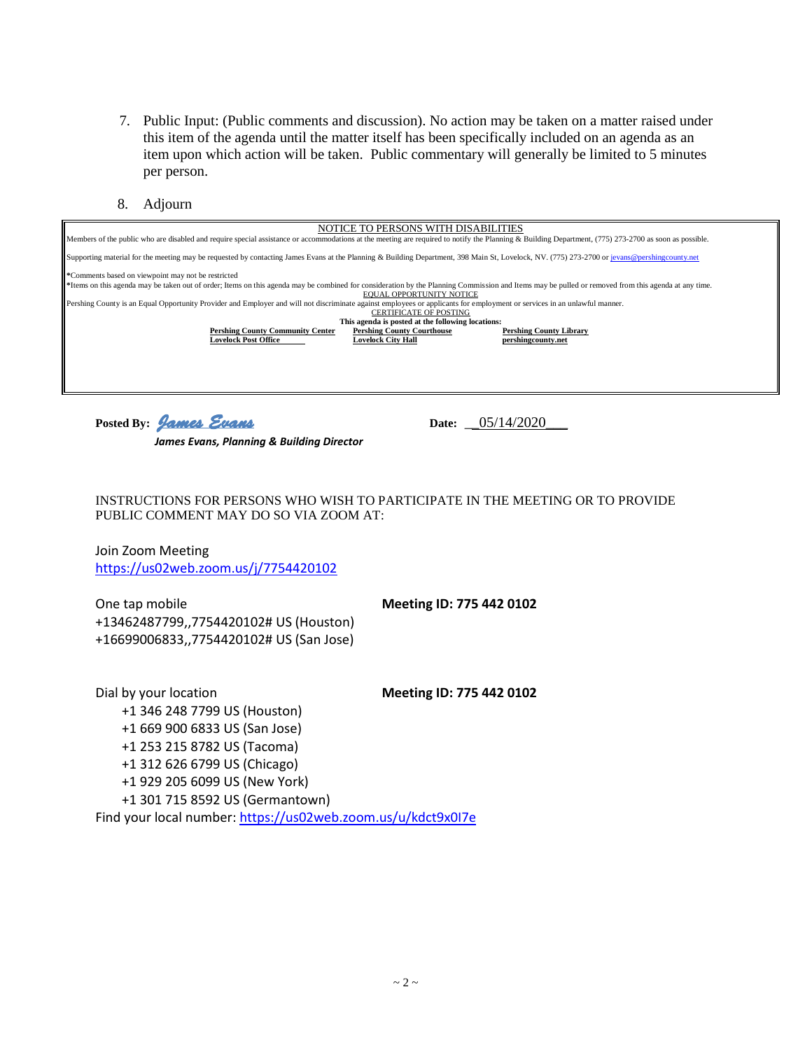7. Public Input: (Public comments and discussion). No action may be taken on a matter raised under this item of the agenda until the matter itself has been specifically included on an agenda as an item upon which action will be taken. Public commentary will generally be limited to 5 minutes per person.

8. Adjourn

NOTICE TO PERSONS WITH DISABILITIES

Members of the public who are disabled and require special assistance or accommodations at the meeting are required to notify the Planning & Building Department, (775) 273-2700 as soon as possible.

Supporting material for the meeting may be requested by contacting James Evans at the Planning & Building Department, 398 Main St, Lovelock, NV. (775) 273-2700 or jevans@pershingcounty.net

*Comments based on viewpoint may not be restricted

*Items on this agenda may be taken out of order; Items on this agenda may be combined for consideration by the Planning Commission and Items may be pulled or removed from this agenda at any time.

EQUAL OPPORTUNITY NOTICE

Pershing County is an Equal Opportunity Provider and Employer and will not discriminate against employees or applicants for employment or services in an unlawful manner.

CERTIFICATE OF POSTING

**This agenda is posted at the following locations:**

| | | |
|---|---|---|
| **Pershing County Community Center** | **Pershing County Courthouse** | **Pershing County Library** |
| **Lovelock Post Office** | **Lovelock City Hall** | **pershingcounty.net** |

**Posted By:** *James Evans* **Date:** 05/14/2020

***James Evans, Planning & Building Director***

INSTRUCTIONS FOR PERSONS WHO WISH TO PARTICIPATE IN THE MEETING OR TO PROVIDE PUBLIC COMMENT MAY DO SO VIA ZOOM AT:

Join Zoom Meeting
https://us02web.zoom.us/j/7754420102

One tap mobile **Meeting ID: 775 442 0102**
+13462487799,,7754420102# US (Houston)
+16699006833,,7754420102# US (San Jose)

Dial by your location **Meeting ID: 775 442 0102**
+1 346 248 7799 US (Houston)
+1 669 900 6833 US (San Jose)
+1 253 215 8782 US (Tacoma)
+1 312 626 6799 US (Chicago)
+1 929 205 6099 US (New York)
+1 301 715 8592 US (Germantown)

Find your local number: https://us02web.zoom.us/u/kdct9x0I7e